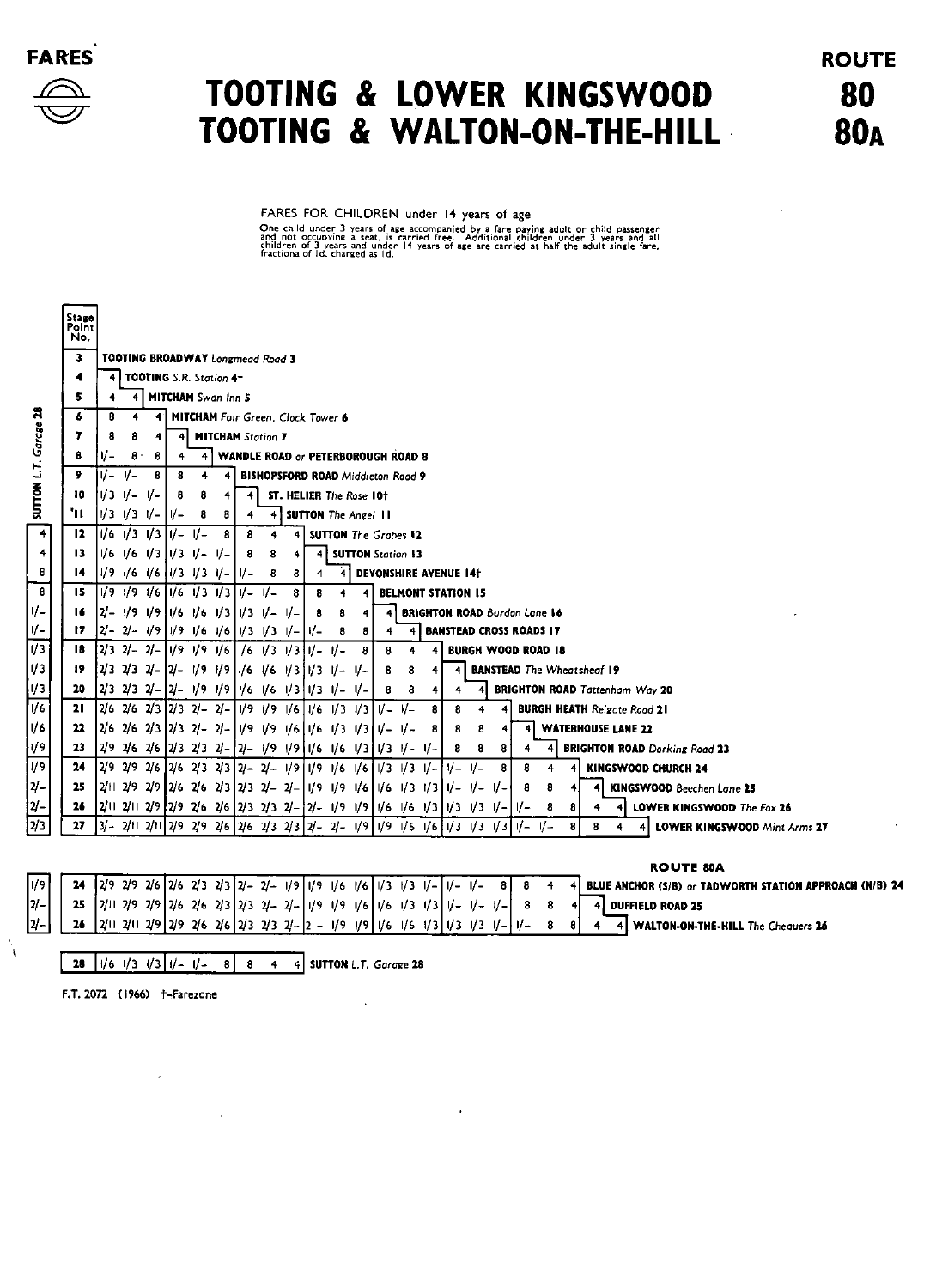# FARES

# TOOTING & LOWER KINGSWOOD
# TOOTING & WALTON-ON-THE-HILL

**ROUTE 80 / 80A**

FARES FOR CHILDREN under 14 years of age

One child under 3 years of age accompanied by a fare paying adult or child passenger and not occupying a seat, is carried free. Additional children under 3 years and all children of 3 years and under 14 years of age are carried at half the adult single fare, fractiona of 1d. charged as 1d.

| SUTTON L.T. Garage 28 | Stage Point No. | 3 | 4 | 5 | 6 | 7 | 8 | 9 | 10 | 11 | 12 | 13 | 14 | 15 | 16 | 17 | 18 | 19 | 20 | 21 | 22 | 23 | 24 | 25 | 26 | Stage |
|---|---|---|---|---|---|---|---|---|---|---|---|---|---|---|---|---|---|---|---|---|---|---|---|---|---|---|
| | 3 | | | | | | | | | | | | | | | | | | | | | | | | | **TOOTING BROADWAY** *Longmead Road* **3** |
| | 4 | 4 | | | | | | | | | | | | | | | | | | | | | | | | **TOOTING** *S.R. Station* **4†** |
| | 5 | 4 | 4 | | | | | | | | | | | | | | | | | | | | | | | **MITCHAM** *Swan Inn* **5** |
| | 6 | 8 | 4 | 4 | | | | | | | | | | | | | | | | | | | | | | **MITCHAM** *Fair Green, Clock Tower* **6** |
| | 7 | 8 | 8 | 4 | 4 | | | | | | | | | | | | | | | | | | | | | **MITCHAM** *Station* **7** |
| | 8 | 1/- | 8 | 8 | 4 | 4 | | | | | | | | | | | | | | | | | | | | **WANDLE ROAD or PETERBOROUGH ROAD 8** |
| | 9 | 1/- | 1/- | 8 | 8 | 4 | 4 | | | | | | | | | | | | | | | | | | | **BISHOPSFORD ROAD** *Middleton Road* **9** |
| | 10 | 1/3 | 1/- | 1/- | 8 | 8 | 4 | 4 | | | | | | | | | | | | | | | | | | **ST. HELIER** *The Rose* **10†** |
| | 11 | 1/3 | 1/3 | 1/- | 1/- | 8 | 8 | 4 | 4 | | | | | | | | | | | | | | | | | **SUTTON** *The Angel* **11** |
| 4 | 12 | 1/6 | 1/3 | 1/3 | 1/- | 1/- | 8 | 8 | 4 | 4 | | | | | | | | | | | | | | | | **SUTTON** *The Grapes* **12** |
| 4 | 13 | 1/6 | 1/6 | 1/3 | 1/3 | 1/- | 1/- | 8 | 8 | 4 | 4 | | | | | | | | | | | | | | | **SUTTON** *Station* **13** |
| 8 | 14 | 1/9 | 1/6 | 1/6 | 1/3 | 1/3 | 1/- | 1/- | 8 | 8 | 4 | 4 | | | | | | | | | | | | | | **DEVONSHIRE AVENUE 14†** |
| 8 | 15 | 1/9 | 1/9 | 1/6 | 1/6 | 1/3 | 1/3 | 1/- | 1/- | 8 | 8 | 4 | 4 | | | | | | | | | | | | | **BELMONT STATION 15** |
| 1/- | 16 | 2/- | 1/9 | 1/9 | 1/6 | 1/6 | 1/3 | 1/3 | 1/- | 1/- | 8 | 8 | 4 | 4 | | | | | | | | | | | | **BRIGHTON ROAD** *Burdon Lane* **16** |
| 1/- | 17 | 2/- | 2/- | 1/9 | 1/9 | 1/6 | 1/6 | 1/3 | 1/3 | 1/- | 1/- | 8 | 8 | 4 | 4 | | | | | | | | | | | **BANSTEAD CROSS ROADS 17** |
| 1/3 | 18 | 2/3 | 2/- | 2/- | 1/9 | 1/9 | 1/6 | 1/6 | 1/3 | 1/3 | 1/- | 1/- | 8 | 8 | 4 | 4 | | | | | | | | | | **BURGH WOOD ROAD 18** |
| 1/3 | 19 | 2/3 | 2/3 | 2/- | 2/- | 1/9 | 1/9 | 1/6 | 1/6 | 1/3 | 1/3 | 1/- | 1/- | 8 | 8 | 4 | 4 | | | | | | | | | **BANSTEAD** *The Wheatsheaf* **19** |
| 1/3 | 20 | 2/3 | 2/3 | 2/- | 2/- | 1/9 | 1/9 | 1/6 | 1/6 | 1/3 | 1/3 | 1/- | 1/- | 8 | 8 | 4 | 4 | 4 | | | | | | | | **BRIGHTON ROAD** *Tattenham Way* **20** |
| 1/6 | 21 | 2/6 | 2/6 | 2/3 | 2/3 | 2/- | 2/- | 1/9 | 1/9 | 1/6 | 1/6 | 1/3 | 1/3 | 1/- | 1/- | 8 | 8 | 4 | 4 | | | | | | | **BURGH HEATH** *Reigate Road* **21** |
| 1/6 | 22 | 2/6 | 2/6 | 2/3 | 2/3 | 2/- | 2/- | 1/9 | 1/9 | 1/6 | 1/6 | 1/3 | 1/3 | 1/- | 1/- | 8 | 8 | 8 | 4 | 4 | | | | | | **WATERHOUSE LANE 22** |
| 1/9 | 23 | 2/9 | 2/6 | 2/6 | 2/3 | 2/3 | 2/- | 2/- | 1/9 | 1/9 | 1/6 | 1/6 | 1/3 | 1/3 | 1/- | 1/- | 8 | 8 | 8 | 4 | 4 | | | | | **BRIGHTON ROAD** *Dorking Road* **23** |
| 1/9 | 24 | 2/9 | 2/9 | 2/6 | 2/6 | 2/3 | 2/3 | 2/- | 2/- | 1/9 | 1/9 | 1/6 | 1/6 | 1/3 | 1/3 | 1/- | 1/- | 1/- | 8 | 8 | 4 | 4 | | | | **KINGSWOOD CHURCH 24** |
| 2/- | 25 | 2/11 | 2/9 | 2/9 | 2/6 | 2/6 | 2/3 | 2/3 | 2/- | 2/- | 1/9 | 1/9 | 1/6 | 1/6 | 1/3 | 1/3 | 1/- | 1/- | 1/- | 8 | 8 | 4 | 4 | | | **KINGSWOOD** *Beechen Lane* **25** |
| 2/- | 26 | 2/11 | 2/11 | 2/9 | 2/9 | 2/6 | 2/6 | 2/3 | 2/3 | 2/- | 2/- | 1/9 | 1/9 | 1/6 | 1/6 | 1/3 | 1/3 | 1/3 | 1/- | 1/- | 8 | 8 | 4 | 4 | | **LOWER KINGSWOOD** *The Fox* **26** |
| 2/3 | 27 | 3/- | 2/11 | 2/11 | 2/9 | 2/9 | 2/6 | 2/6 | 2/3 | 2/3 | 2/- | 2/- | 1/9 | 1/9 | 1/6 | 1/6 | 1/3 | 1/3 | 1/3 | 1/- | 1/- | 8 | 8 | 4 | 4 | **LOWER KINGSWOOD** *Mint Arms* **27** |

**ROUTE 80A**

| SUTTON L.T. Garage 28 | Stage Point No. | 3 | 4 | 5 | 6 | 7 | 8 | 9 | 10 | 11 | 12 | 13 | 14 | 15 | 16 | 17 | 18 | 19 | 20 | 21 | 22 | 23 | 24 | 25 | Stage |
|---|---|---|---|---|---|---|---|---|---|---|---|---|---|---|---|---|---|---|---|---|---|---|---|---|---|
| 1/9 | 24 | 2/9 | 2/9 | 2/6 | 2/6 | 2/3 | 2/3 | 2/- | 2/- | 1/9 | 1/9 | 1/6 | 1/6 | 1/3 | 1/3 | 1/- | 1/- | 1/- | 8 | 8 | 4 | 4 | | | **BLUE ANCHOR (S/B) or TADWORTH STATION APPROACH (N/B) 24** |
| 2/- | 25 | 2/11 | 2/9 | 2/9 | 2/6 | 2/6 | 2/3 | 2/3 | 2/- | 2/- | 1/9 | 1/9 | 1/6 | 1/6 | 1/3 | 1/3 | 1/- | 1/- | 1/- | 8 | 8 | 4 | 4 | | **DUFFIELD ROAD 25** |
| 2/- | 26 | 2/11 | 2/11 | 2/9 | 2/9 | 2/6 | 2/6 | 2/3 | 2/3 | 2/- | 2 - | 1/9 | 1/9 | 1/6 | 1/6 | 1/3 | 1/3 | 1/3 | 1/- | 1/- | 8 | 8 | 4 | 4 | **WALTON-ON-THE-HILL** *The Chequers* **26** |

| Stage Point No. | 3 | 4 | 5 | 6 | 7 | 8 | 9 | 10 | 11 | Stage |
|---|---|---|---|---|---|---|---|---|---|---|
| 28 | 1/6 | 1/3 | 1/3 | 1/- | 1/- | 8 | 8 | 4 | 4 | **SUTTON** *L.T. Garage* **28** |

F.T. 2072 (1966) †–Farezone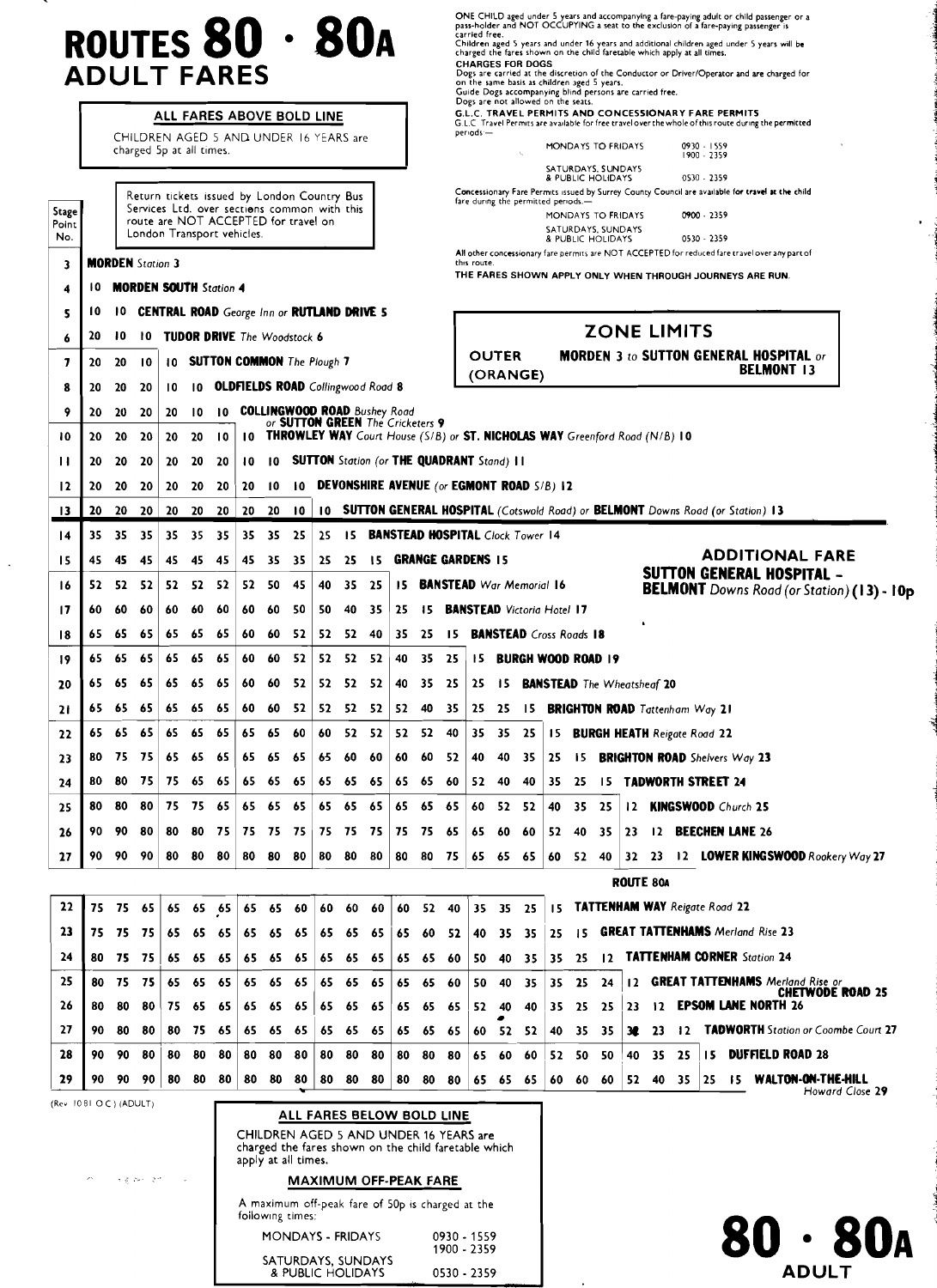# ROUTES 80 · 80A
## ADULT FARES

**ALL FARES ABOVE BOLD LINE**

CHILDREN AGED 5 AND UNDER 16 YEARS are charged 5p at all times.

Return tickets issued by London Country Bus Services Ltd. over sections common with this route are NOT ACCEPTED for travel on London Transport vehicles.

ONE CHILD aged under 5 years and accompanying a fare-paying adult or child passenger or a pass-holder and NOT OCCUPYING a seat to the exclusion of a fare-paying passenger is carried free.
Children aged 5 years and under 16 years and additional children aged under 5 years will be charged the fares shown on the child faretable which apply at all times.

**CHARGES FOR DOGS**
Dogs are carried at the discretion of the Conductor or Driver/Operator and are charged for on the same basis as children aged 5 years.
Guide Dogs accompanying blind persons are carried free.
Dogs are not allowed on the seats.

**G.L.C. TRAVEL PERMITS AND CONCESSIONARY FARE PERMITS**
G.L.C. Travel Permits are available for free travel over the whole of this route during the permitted periods:—

| | |
|---|---|
| MONDAYS TO FRIDAYS | 0930 - 1559<br>1900 - 2359 |
| SATURDAYS, SUNDAYS & PUBLIC HOLIDAYS | 0530 - 2359 |

Concessionary Fare Permits issued by Surrey County Council are available for travel at the child fare during the permitted periods.—

| | |
|---|---|
| MONDAYS TO FRIDAYS | 0900 - 2359 |
| SATURDAYS, SUNDAYS & PUBLIC HOLIDAYS | 0530 - 2359 |

All other concessionary fare permits are NOT ACCEPTED for reduced fare travel over any part of this route.

THE FARES SHOWN APPLY ONLY WHEN THROUGH JOURNEYS ARE RUN.

## ZONE LIMITS

**OUTER (ORANGE)** — **MORDEN 3** to **SUTTON GENERAL HOSPITAL** or **BELMONT 13**

## ADDITIONAL FARE

**SUTTON GENERAL HOSPITAL - BELMONT** Downs Road (or Station) **(13) - 10p**

### Route 80

| Stage Point No. | 3 | 4 | 5 | 6 | 7 | 8 | 9 | 10 | 11 | 12 | 13 | 14 | 15 | 16 | 17 | 18 | 19 | 20 | 21 | 22 | 23 | 24 | 25 | 26 | Stage |
|---|---|---|---|---|---|---|---|---|---|---|---|---|---|---|---|---|---|---|---|---|---|---|---|---|---|
| 3 | | | | | | | | | | | | | | | | | | | | | | | | | **MORDEN** Station 3 |
| 4 | 10 | | | | | | | | | | | | | | | | | | | | | | | | **MORDEN SOUTH** Station 4 |
| 5 | 10 | 10 | | | | | | | | | | | | | | | | | | | | | | | **CENTRAL ROAD** George Inn or **RUTLAND DRIVE** 5 |
| 6 | 20 | 10 | 10 | | | | | | | | | | | | | | | | | | | | | | **TUDOR DRIVE** The Woodstock 6 |
| 7 | 20 | 20 | 10 | 10 | | | | | | | | | | | | | | | | | | | | | **SUTTON COMMON** The Plough 7 |
| 8 | 20 | 20 | 20 | 10 | 10 | | | | | | | | | | | | | | | | | | | | **OLDFIELDS ROAD** Collingwood Road 8 |
| 9 | 20 | 20 | 20 | 20 | 10 | 10 | | | | | | | | | | | | | | | | | | | **COLLINGWOOD ROAD** Bushey Road or **SUTTON GREEN** The Cricketers 9 |
| 10 | 20 | 20 | 20 | 20 | 20 | 10 | 10 | | | | | | | | | | | | | | | | | | **THROWLEY WAY** Court House (S/B) or **ST. NICHOLAS WAY** Greenford Road (N/B) 10 |
| 11 | 20 | 20 | 20 | 20 | 20 | 20 | 10 | 10 | | | | | | | | | | | | | | | | | **SUTTON** Station (or **THE QUADRANT** Stand) 11 |
| 12 | 20 | 20 | 20 | 20 | 20 | 20 | 20 | 10 | 10 | | | | | | | | | | | | | | | | **DEVONSHIRE AVENUE** (or **EGMONT ROAD** S/B) 12 |
| 13 | 20 | 20 | 20 | 20 | 20 | 20 | 20 | 20 | 10 | 10 | | | | | | | | | | | | | | | **SUTTON GENERAL HOSPITAL** (Cotswold Road) or **BELMONT** Downs Road (or Station) 13 |
| 14 | 35 | 35 | 35 | 35 | 35 | 35 | 35 | 35 | 25 | 25 | 15 | | | | | | | | | | | | | | **BANSTEAD HOSPITAL** Clock Tower 14 |
| 15 | 45 | 45 | 45 | 45 | 45 | 45 | 45 | 35 | 35 | 25 | 25 | 15 | | | | | | | | | | | | | **GRANGE GARDENS** 15 |
| 16 | 52 | 52 | 52 | 52 | 52 | 52 | 52 | 50 | 45 | 40 | 35 | 25 | 15 | | | | | | | | | | | | **BANSTEAD** War Memorial 16 |
| 17 | 60 | 60 | 60 | 60 | 60 | 60 | 60 | 60 | 50 | 50 | 40 | 35 | 25 | 15 | | | | | | | | | | | **BANSTEAD** Victoria Hotel 17 |
| 18 | 65 | 65 | 65 | 65 | 65 | 65 | 60 | 60 | 52 | 52 | 52 | 40 | 35 | 25 | 15 | | | | | | | | | | **BANSTEAD** Cross Roads 18 |
| 19 | 65 | 65 | 65 | 65 | 65 | 65 | 60 | 60 | 52 | 52 | 52 | 52 | 40 | 35 | 25 | 15 | | | | | | | | | **BURGH WOOD ROAD** 19 |
| 20 | 65 | 65 | 65 | 65 | 65 | 65 | 60 | 60 | 52 | 52 | 52 | 52 | 40 | 35 | 25 | 25 | 15 | | | | | | | | **BANSTEAD** The Wheatsheaf 20 |
| 21 | 65 | 65 | 65 | 65 | 65 | 65 | 60 | 60 | 52 | 52 | 52 | 52 | 52 | 40 | 35 | 25 | 25 | 15 | | | | | | | **BRIGHTON ROAD** Tattenham Way 21 |
| 22 | 65 | 65 | 65 | 65 | 65 | 65 | 65 | 65 | 60 | 60 | 52 | 52 | 52 | 52 | 40 | 35 | 35 | 25 | 15 | | | | | | **BURGH HEATH** Reigate Road 22 |
| 23 | 80 | 75 | 75 | 65 | 65 | 65 | 65 | 65 | 65 | 65 | 60 | 60 | 60 | 60 | 52 | 40 | 40 | 35 | 25 | 15 | | | | | **BRIGHTON ROAD** Shelvers Way 23 |
| 24 | 80 | 80 | 75 | 75 | 65 | 65 | 65 | 65 | 65 | 65 | 65 | 65 | 65 | 65 | 60 | 52 | 40 | 40 | 35 | 25 | 15 | | | | **TADWORTH STREET** 24 |
| 25 | 80 | 80 | 80 | 75 | 75 | 65 | 65 | 65 | 65 | 65 | 65 | 65 | 65 | 65 | 65 | 60 | 52 | 52 | 40 | 35 | 25 | 12 | | | **KINGSWOOD** Church 25 |
| 26 | 90 | 90 | 80 | 80 | 80 | 75 | 75 | 75 | 75 | 75 | 75 | 75 | 75 | 75 | 65 | 65 | 60 | 60 | 52 | 40 | 35 | 23 | 12 | | **BEECHEN LANE** 26 |
| 27 | 90 | 90 | 90 | 80 | 80 | 80 | 80 | 80 | 80 | 80 | 80 | 80 | 80 | 80 | 75 | 65 | 65 | 65 | 60 | 52 | 40 | 32 | 23 | 12 | **LOWER KINGSWOOD** Rookery Way 27 |

### ROUTE 80A

| Stage Point No. | 3 | 4 | 5 | 6 | 7 | 8 | 9 | 10 | 11 | 12 | 13 | 14 | 15 | 16 | 17 | 18 | 19 | 20 | 21 | 22 | 23 | 24 | 25 | 26 | 27 | 28 | Stage |
|---|---|---|---|---|---|---|---|---|---|---|---|---|---|---|---|---|---|---|---|---|---|---|---|---|---|---|---|
| 22 | 75 | 75 | 65 | 65 | 65 | 65 | 65 | 65 | 60 | 60 | 60 | 60 | 60 | 52 | 40 | 35 | 35 | 25 | 15 | | | | | | | | **TATTENHAM WAY** Reigate Road 22 |
| 23 | 75 | 75 | 75 | 65 | 65 | 65 | 65 | 65 | 65 | 65 | 65 | 65 | 65 | 60 | 52 | 40 | 35 | 35 | 25 | 15 | | | | | | | **GREAT TATTENHAMS** Merland Rise 23 |
| 24 | 80 | 75 | 75 | 65 | 65 | 65 | 65 | 65 | 65 | 65 | 65 | 65 | 65 | 65 | 60 | 50 | 40 | 35 | 35 | 25 | 12 | | | | | | **TATTENHAM CORNER** Station 24 |
| 25 | 80 | 75 | 75 | 65 | 65 | 65 | 65 | 65 | 65 | 65 | 65 | 65 | 65 | 65 | 60 | 50 | 40 | 35 | 35 | 25 | 24 | 12 | | | | | **GREAT TATTENHAMS** Merland Rise or **CHETWODE ROAD** 25 |
| 26 | 80 | 80 | 80 | 75 | 65 | 65 | 65 | 65 | 65 | 65 | 65 | 65 | 65 | 65 | 65 | 52 | 40 | 40 | 35 | 25 | 25 | 23 | 12 | | | | **EPSOM LANE NORTH** 26 |
| 27 | 90 | 80 | 80 | 80 | 75 | 65 | 65 | 65 | 65 | 65 | 65 | 65 | 65 | 65 | 65 | 60 | 52 | 52 | 40 | 35 | 35 | 32 | 23 | 12 | | | **TADWORTH** Station or Coombe Court 27 |
| 28 | 90 | 90 | 80 | 80 | 80 | 80 | 80 | 80 | 80 | 80 | 80 | 80 | 80 | 80 | 80 | 65 | 60 | 60 | 52 | 50 | 50 | 40 | 35 | 25 | 15 | | **DUFFIELD ROAD** 28 |
| 29 | 90 | 90 | 90 | 80 | 80 | 80 | 80 | 80 | 80 | 80 | 80 | 80 | 80 | 80 | 80 | 65 | 65 | 65 | 60 | 60 | 60 | 52 | 40 | 35 | 25 | 15 | **WALTON-ON-THE-HILL** Howard Close 29 |

(Rev 10 81 O C) (ADULT)

**ALL FARES BELOW BOLD LINE**

CHILDREN AGED 5 AND UNDER 16 YEARS are charged the fares shown on the child faretable which apply at all times.

**MAXIMUM OFF-PEAK FARE**

A maximum off-peak fare of 50p is charged at the following times:

| | |
|---|---|
| MONDAYS - FRIDAYS | 0930 - 1559<br>1900 - 2359 |
| SATURDAYS, SUNDAYS & PUBLIC HOLIDAYS | 0530 - 2359 |

**80 · 80A**
**ADULT**